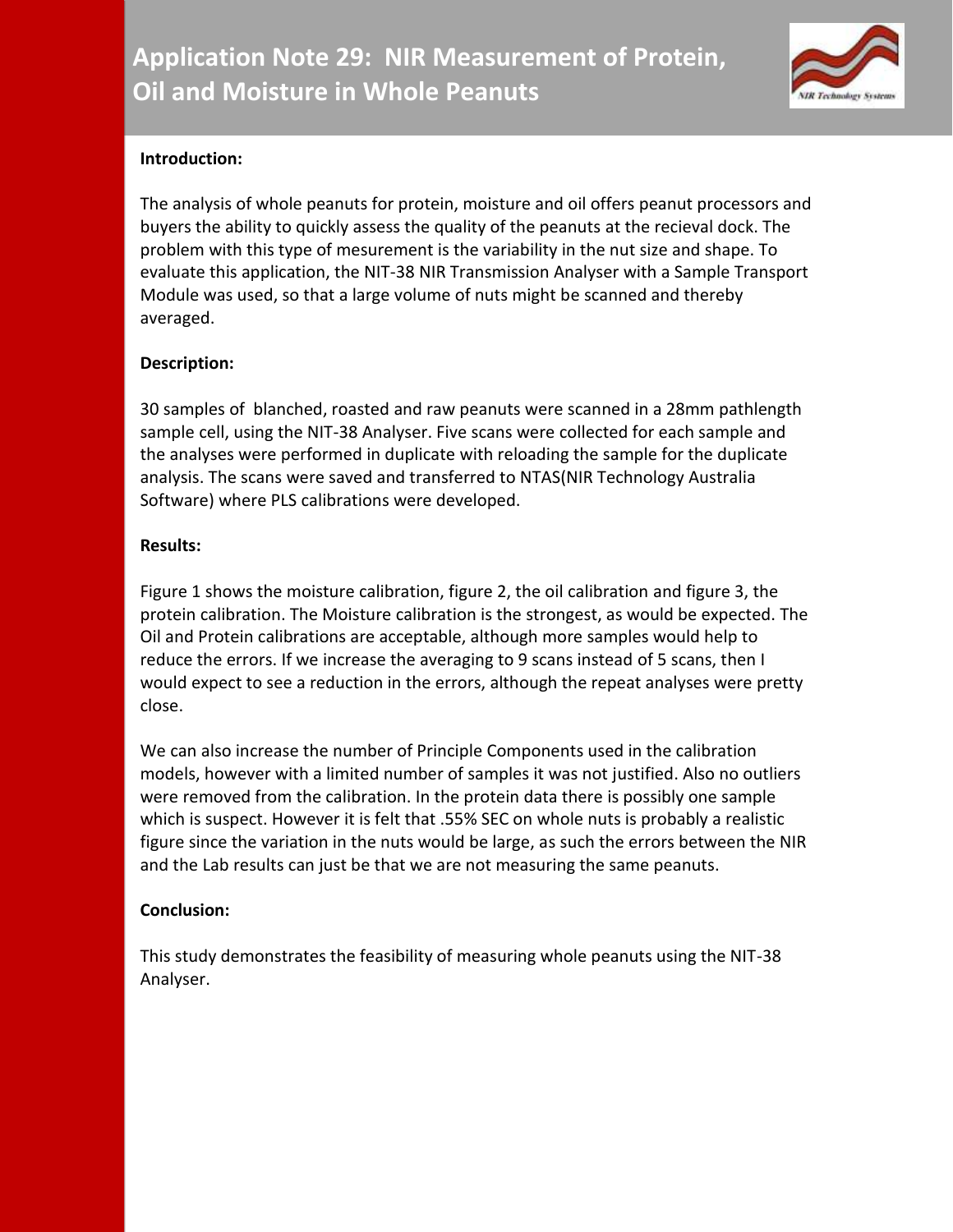# Application Note 29: NIR Measurement of Protein, Oil and Moisture in Whole Peanuts

**Introduction:**

The analysis of whole peanuts for protein, moisture and oil offers peanut processors and buyers the ability to quickly assess the quality of the peanuts at the recieval dock. The problem with this type of mesurement is the variability in the nut size and shape. To evaluate this application, the NIT-38 NIR Transmission Analyser with a Sample Transport Module was used, so that a large volume of nuts might be scanned and thereby averaged.

**Description:**

30 samples of blanched, roasted and raw peanuts were scanned in a 28mm pathlength sample cell, using the NIT-38 Analyser. Five scans were collected for each sample and the analyses were performed in duplicate with reloading the sample for the duplicate analysis. The scans were saved and transferred to NTAS(NIR Technology Australia Software) where PLS calibrations were developed.

**Results:**

Figure 1 shows the moisture calibration, figure 2, the oil calibration and figure 3, the protein calibration. The Moisture calibration is the strongest, as would be expected. The Oil and Protein calibrations are acceptable, although more samples would help to reduce the errors. If we increase the averaging to 9 scans instead of 5 scans, then I would expect to see a reduction in the errors, although the repeat analyses were pretty close.

We can also increase the number of Principle Components used in the calibration models, however with a limited number of samples it was not justified. Also no outliers were removed from the calibration. In the protein data there is possibly one sample which is suspect. However it is felt that .55% SEC on whole nuts is probably a realistic figure since the variation in the nuts would be large, as such the errors between the NIR and the Lab results can just be that we are not measuring the same peanuts.

**Conclusion:**

This study demonstrates the feasibility of measuring whole peanuts using the NIT-38 Analyser.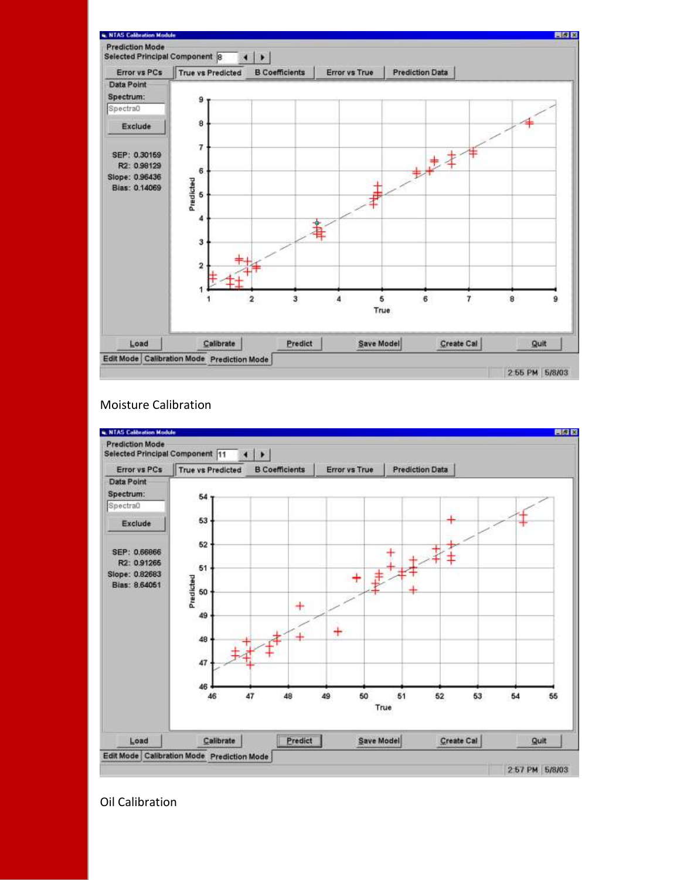Moisture Calibration

Oil Calibration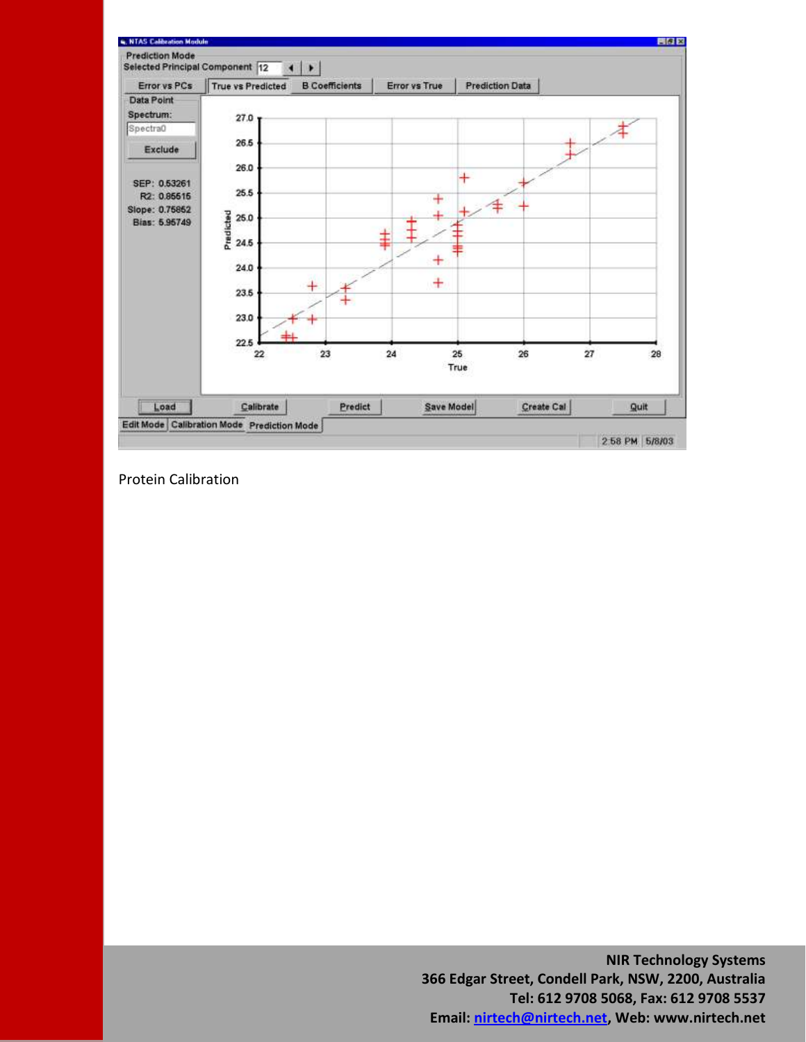NTAS Calibration Module

Prediction Mode

Selected Principal Component 12

Error vs PCs | True vs Predicted | B Coefficients | Error vs True | Prediction Data

Data Point

Spectrum:

Spectra0

Exclude

SEP: 0.53261

R2: 0.85515

Slope: 0.75852

Bias: 5.95749

27.0
26.5
26.0
25.5
25.0
24.5
24.0
23.5
23.0
22.5

Predicted

22
23
24
25
26
27
28

True

Load | Calibrate | Predict | Save Model | Create Cal | Quit

Edit Mode | Calibration Mode | Prediction Mode

2:58 PM 5/8/03

Protein Calibration

**NIR Technology Systems**
**366 Edgar Street, Condell Park, NSW, 2200, Australia**
**Tel: 612 9708 5068, Fax: 612 9708 5537**
**Email: nirtech@nirtech.net, Web: www.nirtech.net**